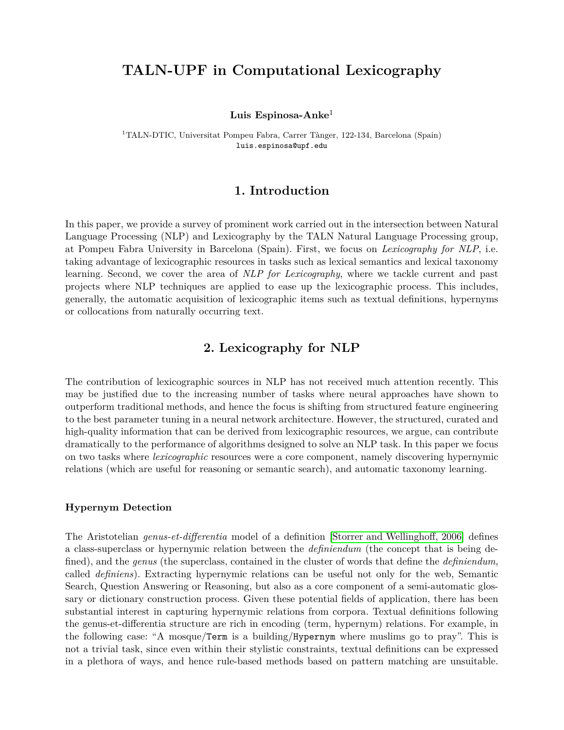# TALN-UPF in Computational Lexicography

**Luis Espinosa-Anke**[1]

[1]TALN-DTIC, Universitat Pompeu Fabra, Carrer Tànger, 122-134, Barcelona (Spain)
luis.espinosa@upf.edu

## 1. Introduction

In this paper, we provide a survey of prominent work carried out in the intersection between Natural Language Processing (NLP) and Lexicography by the TALN Natural Language Processing group, at Pompeu Fabra University in Barcelona (Spain). First, we focus on *Lexicography for NLP*, i.e. taking advantage of lexicographic resources in tasks such as lexical semantics and lexical taxonomy learning. Second, we cover the area of *NLP for Lexicography*, where we tackle current and past projects where NLP techniques are applied to ease up the lexicographic process. This includes, generally, the automatic acquisition of lexicographic items such as textual definitions, hypernyms or collocations from naturally occurring text.

## 2. Lexicography for NLP

The contribution of lexicographic sources in NLP has not received much attention recently. This may be justified due to the increasing number of tasks where neural approaches have shown to outperform traditional methods, and hence the focus is shifting from structured feature engineering to the best parameter tuning in a neural network architecture. However, the structured, curated and high-quality information that can be derived from lexicographic resources, we argue, can contribute dramatically to the performance of algorithms designed to solve an NLP task. In this paper we focus on two tasks where *lexicographic* resources were a core component, namely discovering hypernymic relations (which are useful for reasoning or semantic search), and automatic taxonomy learning.

### Hypernym Detection

The Aristotelian *genus-et-differentia* model of a definition [Storrer and Wellinghoff, 2006] defines a class-superclass or hypernymic relation between the *definiendum* (the concept that is being defined), and the *genus* (the superclass, contained in the cluster of words that define the *definiendum*, called *definiens*). Extracting hypernymic relations can be useful not only for the web, Semantic Search, Question Answering or Reasoning, but also as a core component of a semi-automatic glossary or dictionary construction process. Given these potential fields of application, there has been substantial interest in capturing hypernymic relations from corpora. Textual definitions following the genus-et-differentia structure are rich in encoding (term, hypernym) relations. For example, in the following case: "A mosque/`Term` is a building/`Hypernym` where muslims go to pray". This is not a trivial task, since even within their stylistic constraints, textual definitions can be expressed in a plethora of ways, and hence rule-based methods based on pattern matching are unsuitable.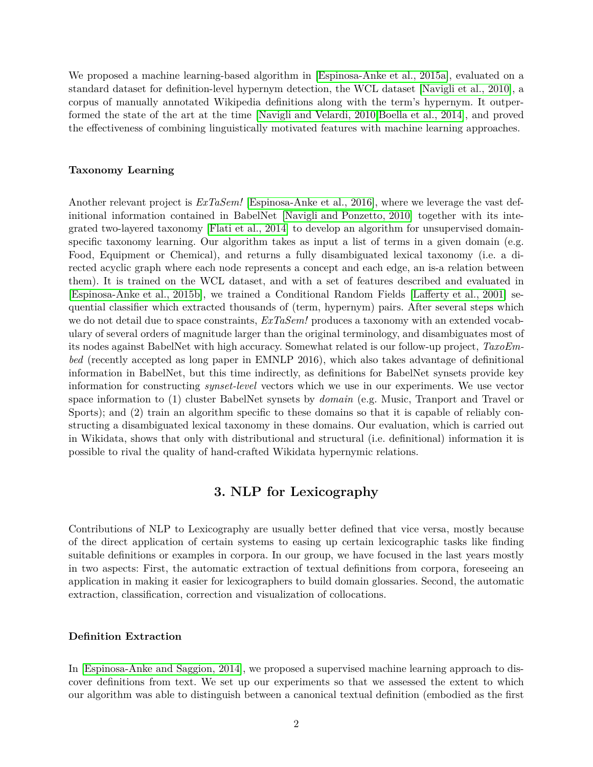We proposed a machine learning-based algorithm in [Espinosa-Anke et al., 2015a], evaluated on a standard dataset for definition-level hypernym detection, the WCL dataset [Navigli et al., 2010], a corpus of manually annotated Wikipedia definitions along with the term's hypernym. It outperformed the state of the art at the time [Navigli and Velardi, 2010,Boella et al., 2014], and proved the effectiveness of combining linguistically motivated features with machine learning approaches.

#### Taxonomy Learning

Another relevant project is *ExTaSem!* [Espinosa-Anke et al., 2016], where we leverage the vast definitional information contained in BabelNet [Navigli and Ponzetto, 2010] together with its integrated two-layered taxonomy [Flati et al., 2014] to develop an algorithm for unsupervised domain-specific taxonomy learning. Our algorithm takes as input a list of terms in a given domain (e.g. Food, Equipment or Chemical), and returns a fully disambiguated lexical taxonomy (i.e. a directed acyclic graph where each node represents a concept and each edge, an is-a relation between them). It is trained on the WCL dataset, and with a set of features described and evaluated in [Espinosa-Anke et al., 2015b], we trained a Conditional Random Fields [Lafferty et al., 2001] sequential classifier which extracted thousands of (term, hypernym) pairs. After several steps which we do not detail due to space constraints, *ExTaSem!* produces a taxonomy with an extended vocabulary of several orders of magnitude larger than the original terminology, and disambiguates most of its nodes against BabelNet with high accuracy. Somewhat related is our follow-up project, *TaxoEmbed* (recently accepted as long paper in EMNLP 2016), which also takes advantage of definitional information in BabelNet, but this time indirectly, as definitions for BabelNet synsets provide key information for constructing *synset-level* vectors which we use in our experiments. We use vector space information to (1) cluster BabelNet synsets by *domain* (e.g. Music, Tranport and Travel or Sports); and (2) train an algorithm specific to these domains so that it is capable of reliably constructing a disambiguated lexical taxonomy in these domains. Our evaluation, which is carried out in Wikidata, shows that only with distributional and structural (i.e. definitional) information it is possible to rival the quality of hand-crafted Wikidata hypernymic relations.

## 3. NLP for Lexicography

Contributions of NLP to Lexicography are usually better defined that vice versa, mostly because of the direct application of certain systems to easing up certain lexicographic tasks like finding suitable definitions or examples in corpora. In our group, we have focused in the last years mostly in two aspects: First, the automatic extraction of textual definitions from corpora, foreseeing an application in making it easier for lexicographers to build domain glossaries. Second, the automatic extraction, classification, correction and visualization of collocations.

#### Definition Extraction

In [Espinosa-Anke and Saggion, 2014], we proposed a supervised machine learning approach to discover definitions from text. We set up our experiments so that we assessed the extent to which our algorithm was able to distinguish between a canonical textual definition (embodied as the first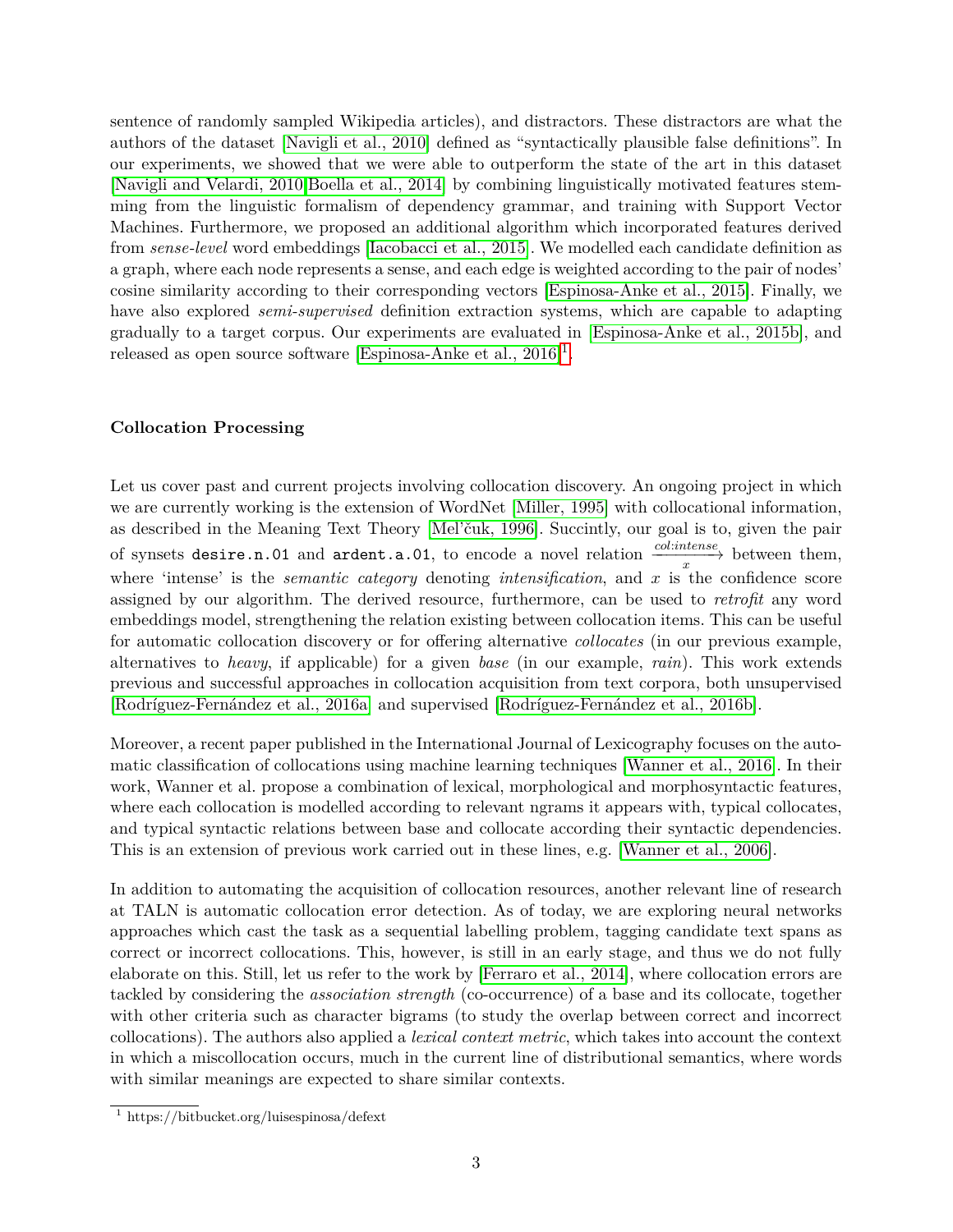sentence of randomly sampled Wikipedia articles), and distractors. These distractors are what the authors of the dataset [Navigli et al., 2010] defined as "syntactically plausible false definitions". In our experiments, we showed that we were able to outperform the state of the art in this dataset [Navigli and Velardi, 2010][Boella et al., 2014] by combining linguistically motivated features stemming from the linguistic formalism of dependency grammar, and training with Support Vector Machines. Furthermore, we proposed an additional algorithm which incorporated features derived from *sense-level* word embeddings [Iacobacci et al., 2015]. We modelled each candidate definition as a graph, where each node represents a sense, and each edge is weighted according to the pair of nodes' cosine similarity according to their corresponding vectors [Espinosa-Anke et al., 2015]. Finally, we have also explored *semi-supervised* definition extraction systems, which are capable to adapting gradually to a target corpus. Our experiments are evaluated in [Espinosa-Anke et al., 2015b], and released as open source software [Espinosa-Anke et al., 2016][1].

### Collocation Processing

Let us cover past and current projects involving collocation discovery. An ongoing project in which we are currently working is the extension of WordNet [Miller, 1995] with collocational information, as described in the Meaning Text Theory [Mel'čuk, 1996]. Succintly, our goal is to, given the pair of synsets `desire.n.01` and `ardent.a.01`, to encode a novel relation $\xrightarrow[x]{col:intense}$ between them, where 'intense' is the *semantic category* denoting *intensification*, and $x$ is the confidence score assigned by our algorithm. The derived resource, furthermore, can be used to *retrofit* any word embeddings model, strengthening the relation existing between collocation items. This can be useful for automatic collocation discovery or for offering alternative *collocates* (in our previous example, alternatives to *heavy*, if applicable) for a given *base* (in our example, *rain*). This work extends previous and successful approaches in collocation acquisition from text corpora, both unsupervised [Rodríguez-Fernández et al., 2016a] and supervised [Rodríguez-Fernández et al., 2016b].

Moreover, a recent paper published in the International Journal of Lexicography focuses on the automatic classification of collocations using machine learning techniques [Wanner et al., 2016]. In their work, Wanner et al. propose a combination of lexical, morphological and morphosyntactic features, where each collocation is modelled according to relevant ngrams it appears with, typical collocates, and typical syntactic relations between base and collocate according their syntactic dependencies. This is an extension of previous work carried out in these lines, e.g. [Wanner et al., 2006].

In addition to automating the acquisition of collocation resources, another relevant line of research at TALN is automatic collocation error detection. As of today, we are exploring neural networks approaches which cast the task as a sequential labelling problem, tagging candidate text spans as correct or incorrect collocations. This, however, is still in an early stage, and thus we do not fully elaborate on this. Still, let us refer to the work by [Ferraro et al., 2014], where collocation errors are tackled by considering the *association strength* (co-occurrence) of a base and its collocate, together with other criteria such as character bigrams (to study the overlap between correct and incorrect collocations). The authors also applied a *lexical context metric*, which takes into account the context in which a miscollocation occurs, much in the current line of distributional semantics, where words with similar meanings are expected to share similar contexts.

[1] https://bitbucket.org/luisespinosa/defext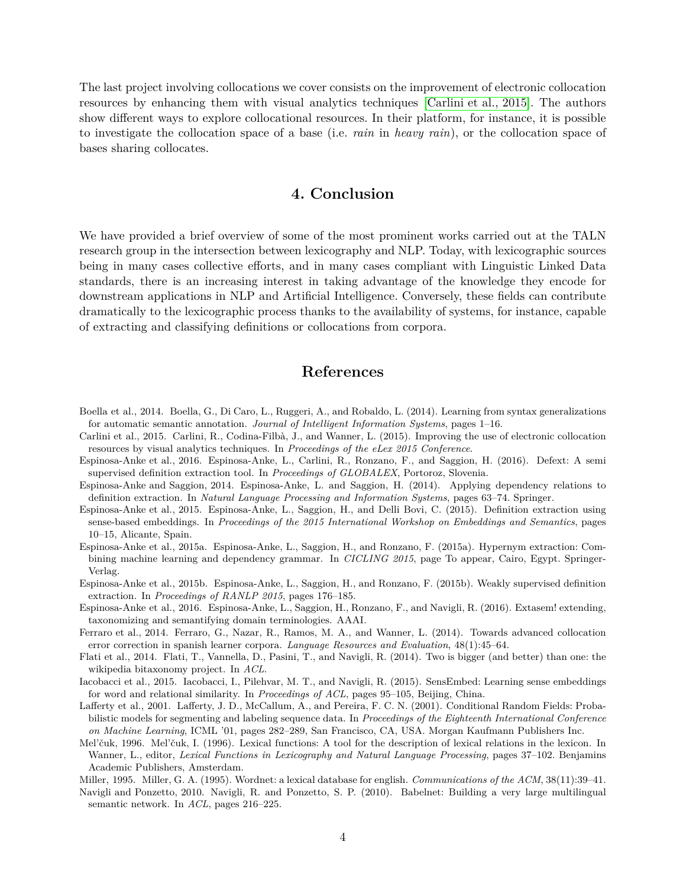The last project involving collocations we cover consists on the improvement of electronic collocation resources by enhancing them with visual analytics techniques [Carlini et al., 2015]. The authors show different ways to explore collocational resources. In their platform, for instance, it is possible to investigate the collocation space of a base (i.e. *rain* in *heavy rain*), or the collocation space of bases sharing collocates.

# 4. Conclusion

We have provided a brief overview of some of the most prominent works carried out at the TALN research group in the intersection between lexicography and NLP. Today, with lexicographic sources being in many cases collective efforts, and in many cases compliant with Linguistic Linked Data standards, there is an increasing interest in taking advantage of the knowledge they encode for downstream applications in NLP and Artificial Intelligence. Conversely, these fields can contribute dramatically to the lexicographic process thanks to the availability of systems, for instance, capable of extracting and classifying definitions or collocations from corpora.

# References

Boella et al., 2014. Boella, G., Di Caro, L., Ruggeri, A., and Robaldo, L. (2014). Learning from syntax generalizations for automatic semantic annotation. *Journal of Intelligent Information Systems*, pages 1–16.

Carlini et al., 2015. Carlini, R., Codina-Filbà, J., and Wanner, L. (2015). Improving the use of electronic collocation resources by visual analytics techniques. In *Proceedings of the eLex 2015 Conference*.

Espinosa-Anke et al., 2016. Espinosa-Anke, L., Carlini, R., Ronzano, F., and Saggion, H. (2016). Defext: A semi supervised definition extraction tool. In *Proceedings of GLOBALEX*, Portoroz, Slovenia.

Espinosa-Anke and Saggion, 2014. Espinosa-Anke, L. and Saggion, H. (2014). Applying dependency relations to definition extraction. In *Natural Language Processing and Information Systems*, pages 63–74. Springer.

Espinosa-Anke et al., 2015. Espinosa-Anke, L., Saggion, H., and Delli Bovi, C. (2015). Definition extraction using sense-based embeddings. In *Proceedings of the 2015 International Workshop on Embeddings and Semantics*, pages 10–15, Alicante, Spain.

Espinosa-Anke et al., 2015a. Espinosa-Anke, L., Saggion, H., and Ronzano, F. (2015a). Hypernym extraction: Combining machine learning and dependency grammar. In *CICLING 2015*, page To appear, Cairo, Egypt. Springer-Verlag.

Espinosa-Anke et al., 2015b. Espinosa-Anke, L., Saggion, H., and Ronzano, F. (2015b). Weakly supervised definition extraction. In *Proceedings of RANLP 2015*, pages 176–185.

Espinosa-Anke et al., 2016. Espinosa-Anke, L., Saggion, H., Ronzano, F., and Navigli, R. (2016). Extasem! extending, taxonomizing and semantifying domain terminologies. AAAI.

Ferraro et al., 2014. Ferraro, G., Nazar, R., Ramos, M. A., and Wanner, L. (2014). Towards advanced collocation error correction in spanish learner corpora. *Language Resources and Evaluation*, 48(1):45–64.

Flati et al., 2014. Flati, T., Vannella, D., Pasini, T., and Navigli, R. (2014). Two is bigger (and better) than one: the wikipedia bitaxonomy project. In *ACL*.

Iacobacci et al., 2015. Iacobacci, I., Pilehvar, M. T., and Navigli, R. (2015). SensEmbed: Learning sense embeddings for word and relational similarity. In *Proceedings of ACL*, pages 95–105, Beijing, China.

Lafferty et al., 2001. Lafferty, J. D., McCallum, A., and Pereira, F. C. N. (2001). Conditional Random Fields: Probabilistic models for segmenting and labeling sequence data. In *Proceedings of the Eighteenth International Conference on Machine Learning*, ICML '01, pages 282–289, San Francisco, CA, USA. Morgan Kaufmann Publishers Inc.

Mel'čuk, 1996. Mel'čuk, I. (1996). Lexical functions: A tool for the description of lexical relations in the lexicon. In Wanner, L., editor, *Lexical Functions in Lexicography and Natural Language Processing*, pages 37–102. Benjamins Academic Publishers, Amsterdam.

Miller, 1995. Miller, G. A. (1995). Wordnet: a lexical database for english. *Communications of the ACM*, 38(11):39–41.

Navigli and Ponzetto, 2010. Navigli, R. and Ponzetto, S. P. (2010). Babelnet: Building a very large multilingual semantic network. In *ACL*, pages 216–225.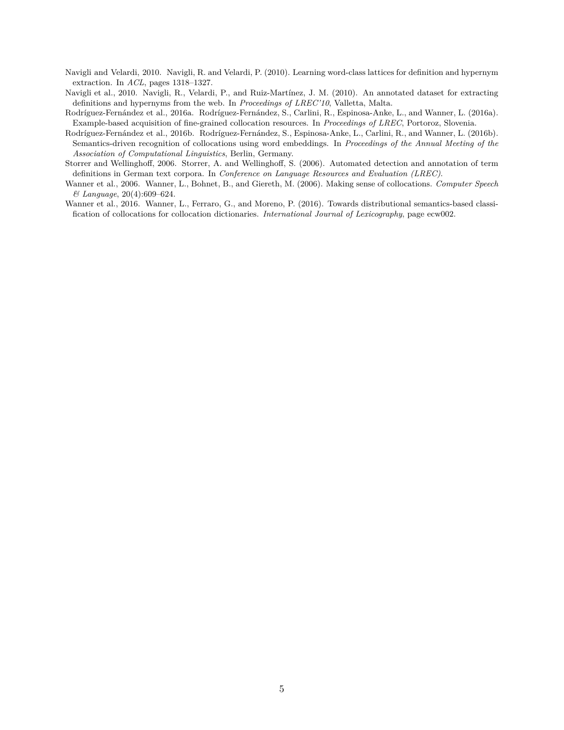Navigli and Velardi, 2010. Navigli, R. and Velardi, P. (2010). Learning word-class lattices for definition and hypernym extraction. In *ACL*, pages 1318–1327.

Navigli et al., 2010. Navigli, R., Velardi, P., and Ruiz-Martínez, J. M. (2010). An annotated dataset for extracting definitions and hypernyms from the web. In *Proceedings of LREC'10*, Valletta, Malta.

Rodríguez-Fernández et al., 2016a. Rodríguez-Fernández, S., Carlini, R., Espinosa-Anke, L., and Wanner, L. (2016a). Example-based acquisition of fine-grained collocation resources. In *Proceedings of LREC*, Portoroz, Slovenia.

Rodríguez-Fernández et al., 2016b. Rodríguez-Fernández, S., Espinosa-Anke, L., Carlini, R., and Wanner, L. (2016b). Semantics-driven recognition of collocations using word embeddings. In *Proceedings of the Annual Meeting of the Association of Computational Linguistics*, Berlin, Germany.

Storrer and Wellinghoff, 2006. Storrer, A. and Wellinghoff, S. (2006). Automated detection and annotation of term definitions in German text corpora. In *Conference on Language Resources and Evaluation (LREC)*.

Wanner et al., 2006. Wanner, L., Bohnet, B., and Giereth, M. (2006). Making sense of collocations. *Computer Speech & Language*, 20(4):609–624.

Wanner et al., 2016. Wanner, L., Ferraro, G., and Moreno, P. (2016). Towards distributional semantics-based classification of collocations for collocation dictionaries. *International Journal of Lexicography*, page ecw002.